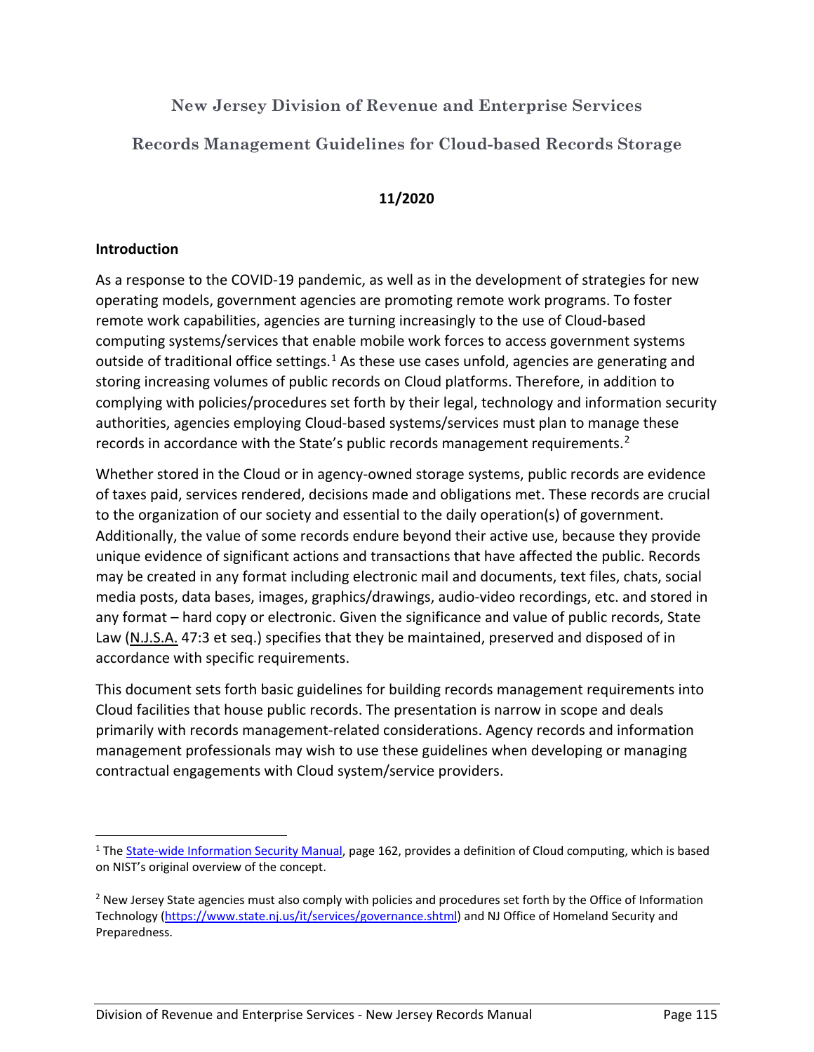# New Jersey Division of Revenue and Enterprise Services

## Records Management Guidelines for Cloud-based Records Storage

**11/2020**

### Introduction

As a response to the COVID-19 pandemic, as well as in the development of strategies for new operating models, government agencies are promoting remote work programs. To foster remote work capabilities, agencies are turning increasingly to the use of Cloud-based computing systems/services that enable mobile work forces to access government systems outside of traditional office settings.[1] As these use cases unfold, agencies are generating and storing increasing volumes of public records on Cloud platforms. Therefore, in addition to complying with policies/procedures set forth by their legal, technology and information security authorities, agencies employing Cloud-based systems/services must plan to manage these records in accordance with the State's public records management requirements.[2]

Whether stored in the Cloud or in agency-owned storage systems, public records are evidence of taxes paid, services rendered, decisions made and obligations met. These records are crucial to the organization of our society and essential to the daily operation(s) of government. Additionally, the value of some records endure beyond their active use, because they provide unique evidence of significant actions and transactions that have affected the public. Records may be created in any format including electronic mail and documents, text files, chats, social media posts, data bases, images, graphics/drawings, audio-video recordings, etc. and stored in any format – hard copy or electronic. Given the significance and value of public records, State Law (N.J.S.A. 47:3 et seq.) specifies that they be maintained, preserved and disposed of in accordance with specific requirements.

This document sets forth basic guidelines for building records management requirements into Cloud facilities that house public records. The presentation is narrow in scope and deals primarily with records management-related considerations. Agency records and information management professionals may wish to use these guidelines when developing or managing contractual engagements with Cloud system/service providers.

---

[1] The State-wide Information Security Manual, page 162, provides a definition of Cloud computing, which is based on NIST's original overview of the concept.

[2] New Jersey State agencies must also comply with policies and procedures set forth by the Office of Information Technology (https://www.state.nj.us/it/services/governance.shtml) and NJ Office of Homeland Security and Preparedness.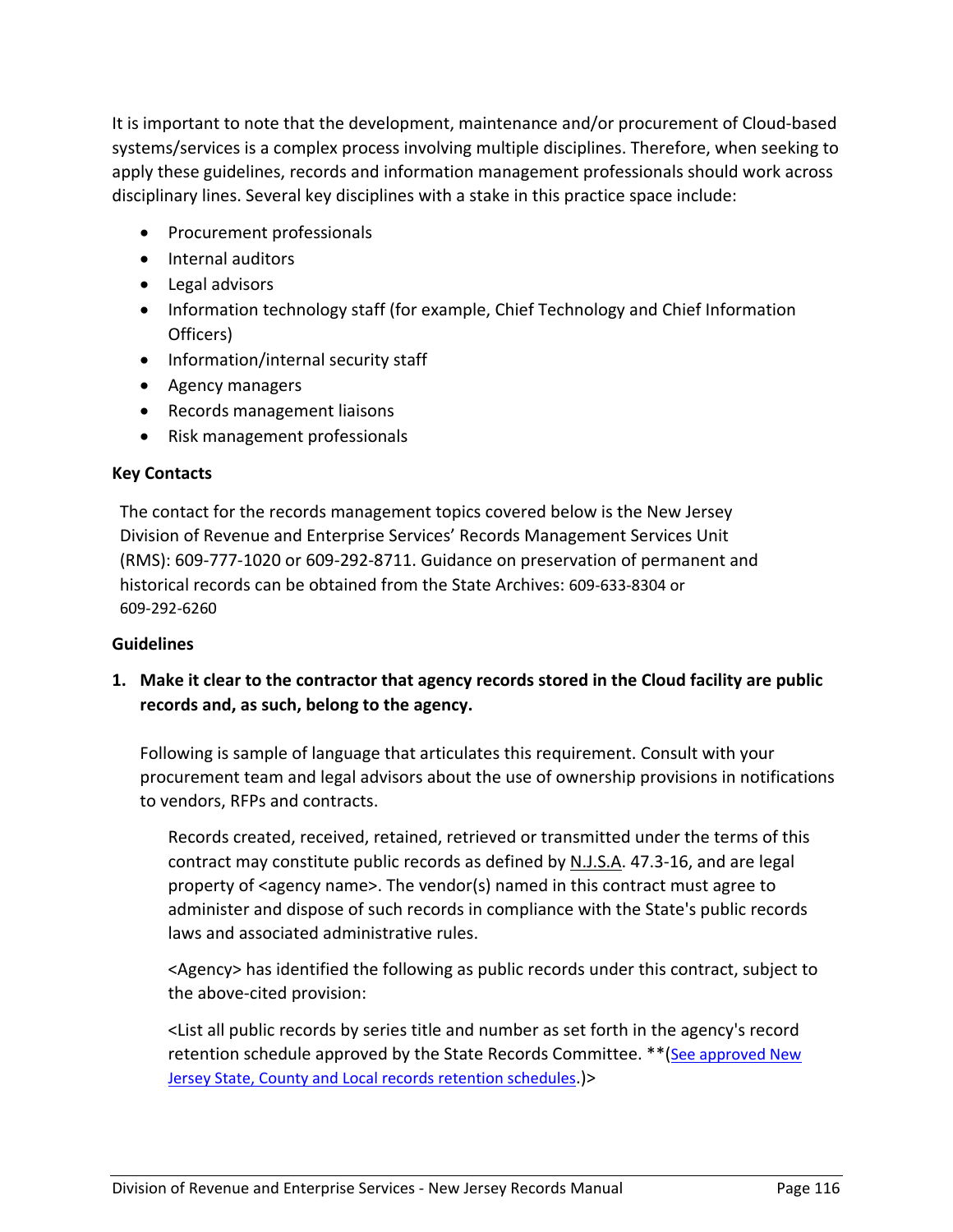It is important to note that the development, maintenance and/or procurement of Cloud-based systems/services is a complex process involving multiple disciplines. Therefore, when seeking to apply these guidelines, records and information management professionals should work across disciplinary lines. Several key disciplines with a stake in this practice space include:

- Procurement professionals
- Internal auditors
- Legal advisors
- Information technology staff (for example, Chief Technology and Chief Information Officers)
- Information/internal security staff
- Agency managers
- Records management liaisons
- Risk management professionals

**Key Contacts**

The contact for the records management topics covered below is the New Jersey Division of Revenue and Enterprise Services' Records Management Services Unit (RMS): 609-777-1020 or 609-292-8711. Guidance on preservation of permanent and historical records can be obtained from the State Archives: 609-633-8304 or 609-292-6260

**Guidelines**

**1. Make it clear to the contractor that agency records stored in the Cloud facility are public records and, as such, belong to the agency.**

Following is sample of language that articulates this requirement. Consult with your procurement team and legal advisors about the use of ownership provisions in notifications to vendors, RFPs and contracts.

> Records created, received, retained, retrieved or transmitted under the terms of this contract may constitute public records as defined by N.J.S.A. 47.3-16, and are legal property of <agency name>. The vendor(s) named in this contract must agree to administer and dispose of such records in compliance with the State's public records laws and associated administrative rules.
>
> <Agency> has identified the following as public records under this contract, subject to the above-cited provision:
>
> <List all public records by series title and number as set forth in the agency's record retention schedule approved by the State Records Committee. **(See approved New Jersey State, County and Local records retention schedules.)>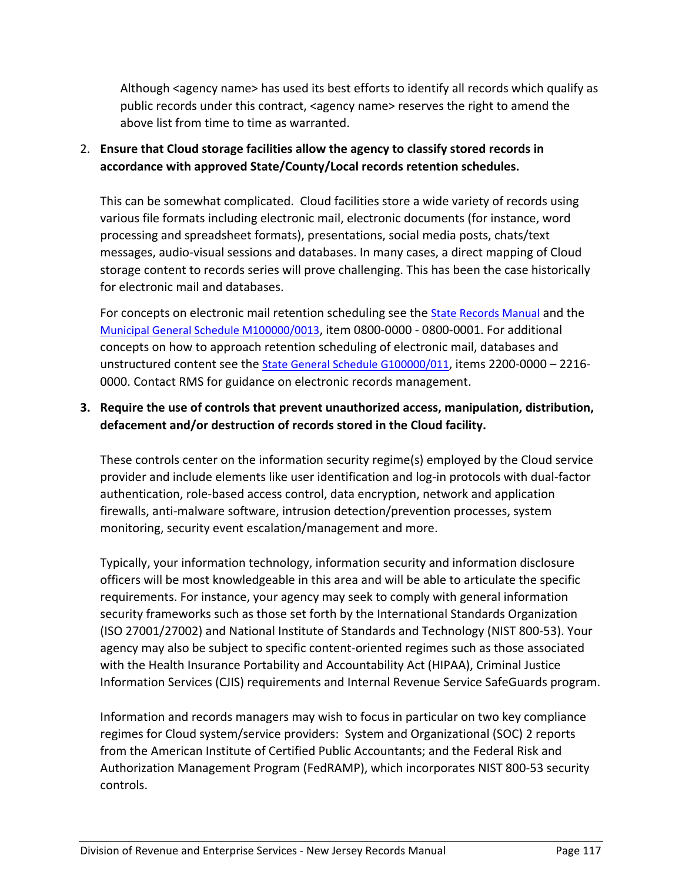Although <agency name> has used its best efforts to identify all records which qualify as public records under this contract, <agency name> reserves the right to amend the above list from time to time as warranted.

2. **Ensure that Cloud storage facilities allow the agency to classify stored records in accordance with approved State/County/Local records retention schedules.**

   This can be somewhat complicated. Cloud facilities store a wide variety of records using various file formats including electronic mail, electronic documents (for instance, word processing and spreadsheet formats), presentations, social media posts, chats/text messages, audio-visual sessions and databases. In many cases, a direct mapping of Cloud storage content to records series will prove challenging. This has been the case historically for electronic mail and databases.

   For concepts on electronic mail retention scheduling see the State Records Manual and the Municipal General Schedule M100000/0013, item 0800-0000 - 0800-0001. For additional concepts on how to approach retention scheduling of electronic mail, databases and unstructured content see the State General Schedule G100000/011, items 2200-0000 – 2216-0000. Contact RMS for guidance on electronic records management.

3. **Require the use of controls that prevent unauthorized access, manipulation, distribution, defacement and/or destruction of records stored in the Cloud facility.**

   These controls center on the information security regime(s) employed by the Cloud service provider and include elements like user identification and log-in protocols with dual-factor authentication, role-based access control, data encryption, network and application firewalls, anti-malware software, intrusion detection/prevention processes, system monitoring, security event escalation/management and more.

   Typically, your information technology, information security and information disclosure officers will be most knowledgeable in this area and will be able to articulate the specific requirements. For instance, your agency may seek to comply with general information security frameworks such as those set forth by the International Standards Organization (ISO 27001/27002) and National Institute of Standards and Technology (NIST 800-53). Your agency may also be subject to specific content-oriented regimes such as those associated with the Health Insurance Portability and Accountability Act (HIPAA), Criminal Justice Information Services (CJIS) requirements and Internal Revenue Service SafeGuards program.

   Information and records managers may wish to focus in particular on two key compliance regimes for Cloud system/service providers: System and Organizational (SOC) 2 reports from the American Institute of Certified Public Accountants; and the Federal Risk and Authorization Management Program (FedRAMP), which incorporates NIST 800-53 security controls.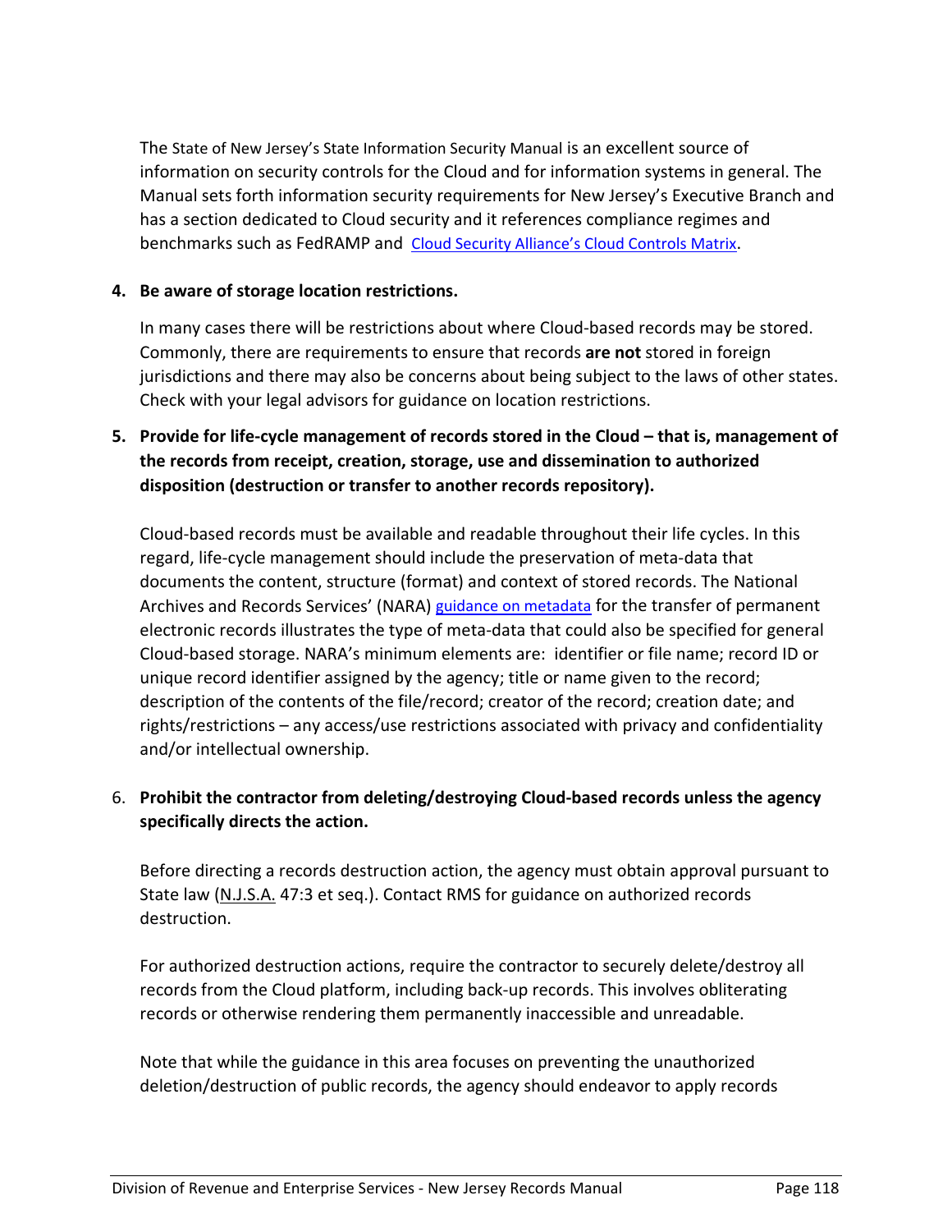The State of New Jersey's State Information Security Manual is an excellent source of information on security controls for the Cloud and for information systems in general. The Manual sets forth information security requirements for New Jersey's Executive Branch and has a section dedicated to Cloud security and it references compliance regimes and benchmarks such as FedRAMP and Cloud Security Alliance's Cloud Controls Matrix.

4. **Be aware of storage location restrictions.**

   In many cases there will be restrictions about where Cloud-based records may be stored. Commonly, there are requirements to ensure that records **are not** stored in foreign jurisdictions and there may also be concerns about being subject to the laws of other states. Check with your legal advisors for guidance on location restrictions.

5. **Provide for life-cycle management of records stored in the Cloud – that is, management of the records from receipt, creation, storage, use and dissemination to authorized disposition (destruction or transfer to another records repository).**

   Cloud-based records must be available and readable throughout their life cycles. In this regard, life-cycle management should include the preservation of meta-data that documents the content, structure (format) and context of stored records. The National Archives and Records Services' (NARA) guidance on metadata for the transfer of permanent electronic records illustrates the type of meta-data that could also be specified for general Cloud-based storage. NARA's minimum elements are: identifier or file name; record ID or unique record identifier assigned by the agency; title or name given to the record; description of the contents of the file/record; creator of the record; creation date; and rights/restrictions – any access/use restrictions associated with privacy and confidentiality and/or intellectual ownership.

6. **Prohibit the contractor from deleting/destroying Cloud-based records unless the agency specifically directs the action.**

   Before directing a records destruction action, the agency must obtain approval pursuant to State law (N.J.S.A. 47:3 et seq.). Contact RMS for guidance on authorized records destruction.

   For authorized destruction actions, require the contractor to securely delete/destroy all records from the Cloud platform, including back-up records. This involves obliterating records or otherwise rendering them permanently inaccessible and unreadable.

   Note that while the guidance in this area focuses on preventing the unauthorized deletion/destruction of public records, the agency should endeavor to apply records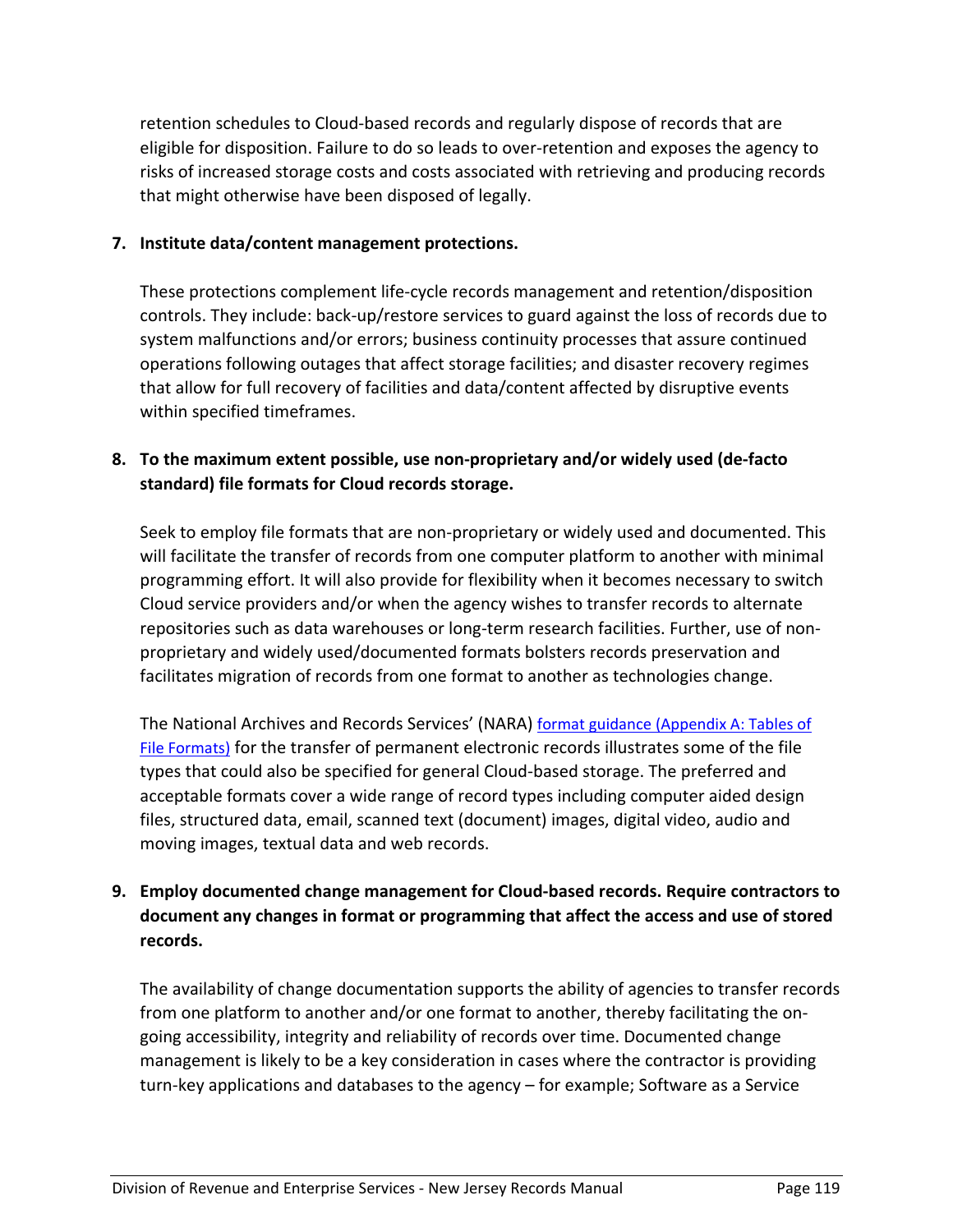retention schedules to Cloud-based records and regularly dispose of records that are eligible for disposition. Failure to do so leads to over-retention and exposes the agency to risks of increased storage costs and costs associated with retrieving and producing records that might otherwise have been disposed of legally.

7. **Institute data/content management protections.**

   These protections complement life-cycle records management and retention/disposition controls. They include: back-up/restore services to guard against the loss of records due to system malfunctions and/or errors; business continuity processes that assure continued operations following outages that affect storage facilities; and disaster recovery regimes that allow for full recovery of facilities and data/content affected by disruptive events within specified timeframes.

8. **To the maximum extent possible, use non-proprietary and/or widely used (de-facto standard) file formats for Cloud records storage.**

   Seek to employ file formats that are non-proprietary or widely used and documented. This will facilitate the transfer of records from one computer platform to another with minimal programming effort. It will also provide for flexibility when it becomes necessary to switch Cloud service providers and/or when the agency wishes to transfer records to alternate repositories such as data warehouses or long-term research facilities. Further, use of non-proprietary and widely used/documented formats bolsters records preservation and facilitates migration of records from one format to another as technologies change.

   The National Archives and Records Services' (NARA) format guidance (Appendix A: Tables of File Formats) for the transfer of permanent electronic records illustrates some of the file types that could also be specified for general Cloud-based storage. The preferred and acceptable formats cover a wide range of record types including computer aided design files, structured data, email, scanned text (document) images, digital video, audio and moving images, textual data and web records.

9. **Employ documented change management for Cloud-based records. Require contractors to document any changes in format or programming that affect the access and use of stored records.**

   The availability of change documentation supports the ability of agencies to transfer records from one platform to another and/or one format to another, thereby facilitating the on-going accessibility, integrity and reliability of records over time. Documented change management is likely to be a key consideration in cases where the contractor is providing turn-key applications and databases to the agency – for example; Software as a Service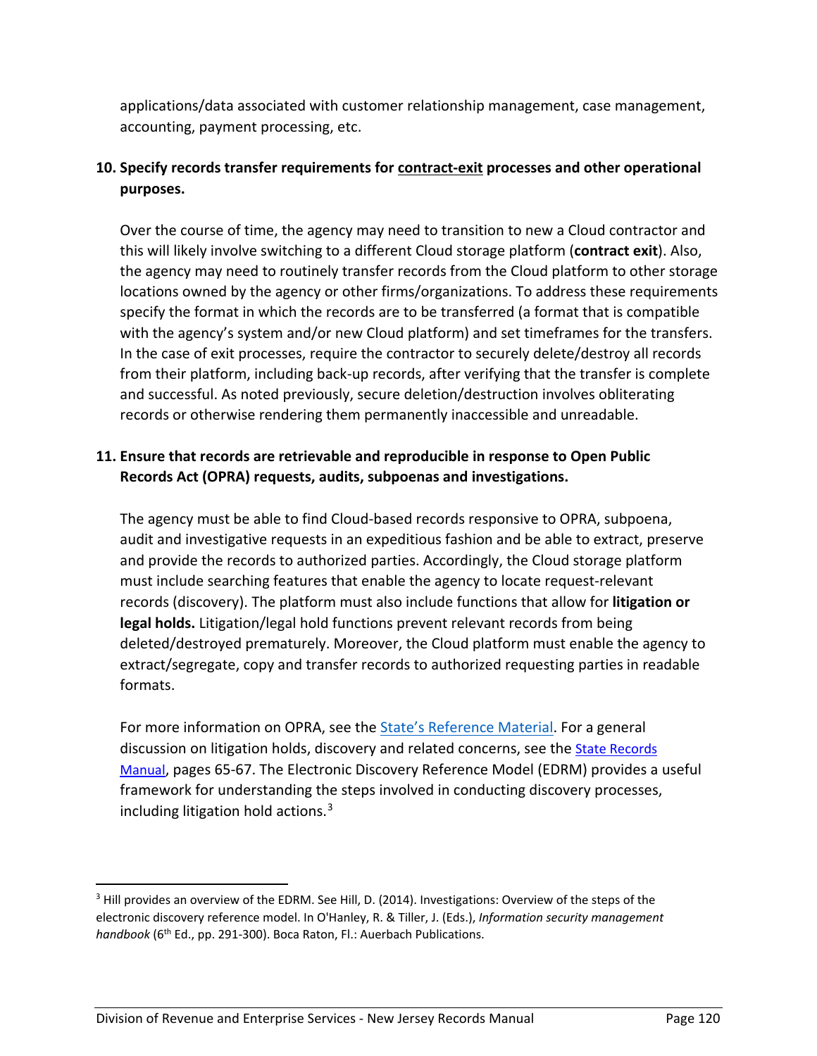applications/data associated with customer relationship management, case management, accounting, payment processing, etc.

**10. Specify records transfer requirements for contract-exit processes and other operational purposes.**

Over the course of time, the agency may need to transition to new a Cloud contractor and this will likely involve switching to a different Cloud storage platform (**contract exit**). Also, the agency may need to routinely transfer records from the Cloud platform to other storage locations owned by the agency or other firms/organizations. To address these requirements specify the format in which the records are to be transferred (a format that is compatible with the agency's system and/or new Cloud platform) and set timeframes for the transfers. In the case of exit processes, require the contractor to securely delete/destroy all records from their platform, including back-up records, after verifying that the transfer is complete and successful. As noted previously, secure deletion/destruction involves obliterating records or otherwise rendering them permanently inaccessible and unreadable.

**11. Ensure that records are retrievable and reproducible in response to Open Public Records Act (OPRA) requests, audits, subpoenas and investigations.**

The agency must be able to find Cloud-based records responsive to OPRA, subpoena, audit and investigative requests in an expeditious fashion and be able to extract, preserve and provide the records to authorized parties. Accordingly, the Cloud storage platform must include searching features that enable the agency to locate request-relevant records (discovery). The platform must also include functions that allow for **litigation or legal holds.** Litigation/legal hold functions prevent relevant records from being deleted/destroyed prematurely. Moreover, the Cloud platform must enable the agency to extract/segregate, copy and transfer records to authorized requesting parties in readable formats.

For more information on OPRA, see the State's Reference Material. For a general discussion on litigation holds, discovery and related concerns, see the State Records Manual, pages 65-67. The Electronic Discovery Reference Model (EDRM) provides a useful framework for understanding the steps involved in conducting discovery processes, including litigation hold actions.[3]

---

[3] Hill provides an overview of the EDRM. See Hill, D. (2014). Investigations: Overview of the steps of the electronic discovery reference model. In O'Hanley, R. & Tiller, J. (Eds.), *Information security management handbook* (6th Ed., pp. 291-300). Boca Raton, Fl.: Auerbach Publications.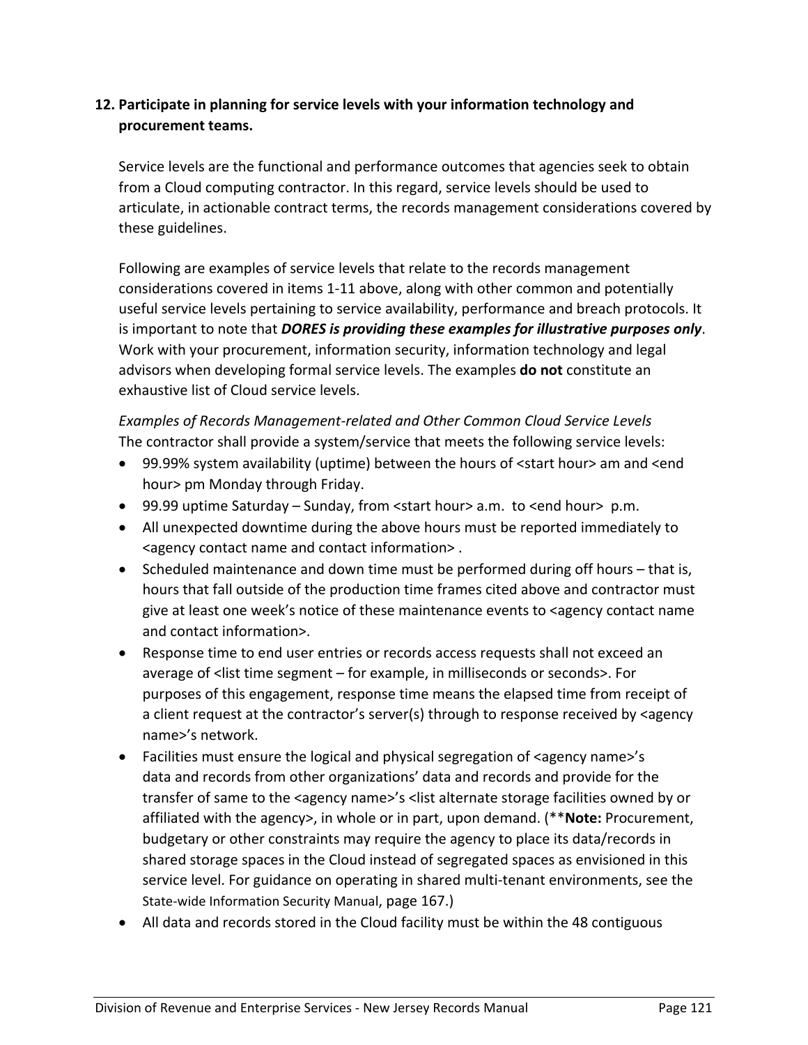## 12. Participate in planning for service levels with your information technology and procurement teams.

Service levels are the functional and performance outcomes that agencies seek to obtain from a Cloud computing contractor. In this regard, service levels should be used to articulate, in actionable contract terms, the records management considerations covered by these guidelines.

Following are examples of service levels that relate to the records management considerations covered in items 1-11 above, along with other common and potentially useful service levels pertaining to service availability, performance and breach protocols. It is important to note that ***DORES is providing these examples for illustrative purposes only***. Work with your procurement, information security, information technology and legal advisors when developing formal service levels. The examples **do not** constitute an exhaustive list of Cloud service levels.

*Examples of Records Management-related and Other Common Cloud Service Levels*
The contractor shall provide a system/service that meets the following service levels:

- 99.99% system availability (uptime) between the hours of <start hour> am and <end hour> pm Monday through Friday.
- 99.99 uptime Saturday – Sunday, from <start hour> a.m. to <end hour> p.m.
- All unexpected downtime during the above hours must be reported immediately to <agency contact name and contact information> .
- Scheduled maintenance and down time must be performed during off hours – that is, hours that fall outside of the production time frames cited above and contractor must give at least one week's notice of these maintenance events to <agency contact name and contact information>.
- Response time to end user entries or records access requests shall not exceed an average of <list time segment – for example, in milliseconds or seconds>. For purposes of this engagement, response time means the elapsed time from receipt of a client request at the contractor's server(s) through to response received by <agency name>'s network.
- Facilities must ensure the logical and physical segregation of <agency name>'s data and records from other organizations' data and records and provide for the transfer of same to the <agency name>'s <list alternate storage facilities owned by or affiliated with the agency>, in whole or in part, upon demand. (****Note:** Procurement, budgetary or other constraints may require the agency to place its data/records in shared storage spaces in the Cloud instead of segregated spaces as envisioned in this service level. For guidance on operating in shared multi-tenant environments, see the State-wide Information Security Manual, page 167.)
- All data and records stored in the Cloud facility must be within the 48 contiguous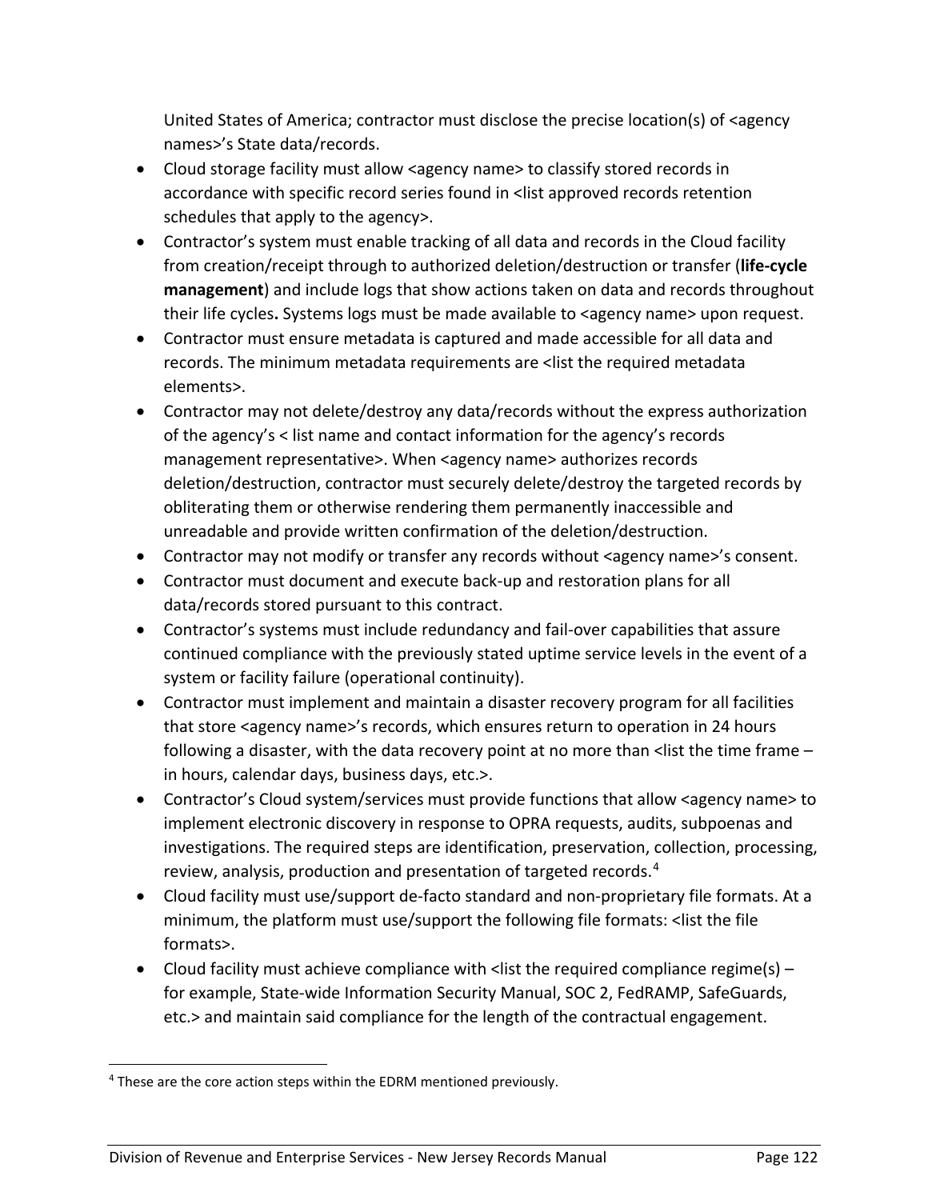United States of America; contractor must disclose the precise location(s) of <agency names>'s State data/records.

- Cloud storage facility must allow <agency name> to classify stored records in accordance with specific record series found in <list approved records retention schedules that apply to the agency>.
- Contractor's system must enable tracking of all data and records in the Cloud facility from creation/receipt through to authorized deletion/destruction or transfer (**life-cycle management**) and include logs that show actions taken on data and records throughout their life cycles**.** Systems logs must be made available to <agency name> upon request.
- Contractor must ensure metadata is captured and made accessible for all data and records. The minimum metadata requirements are <list the required metadata elements>.
- Contractor may not delete/destroy any data/records without the express authorization of the agency's < list name and contact information for the agency's records management representative>. When <agency name> authorizes records deletion/destruction, contractor must securely delete/destroy the targeted records by obliterating them or otherwise rendering them permanently inaccessible and unreadable and provide written confirmation of the deletion/destruction.
- Contractor may not modify or transfer any records without <agency name>'s consent.
- Contractor must document and execute back-up and restoration plans for all data/records stored pursuant to this contract.
- Contractor's systems must include redundancy and fail-over capabilities that assure continued compliance with the previously stated uptime service levels in the event of a system or facility failure (operational continuity).
- Contractor must implement and maintain a disaster recovery program for all facilities that store <agency name>'s records, which ensures return to operation in 24 hours following a disaster, with the data recovery point at no more than <list the time frame – in hours, calendar days, business days, etc.>.
- Contractor's Cloud system/services must provide functions that allow <agency name> to implement electronic discovery in response to OPRA requests, audits, subpoenas and investigations. The required steps are identification, preservation, collection, processing, review, analysis, production and presentation of targeted records.[4]
- Cloud facility must use/support de-facto standard and non-proprietary file formats. At a minimum, the platform must use/support the following file formats: <list the file formats>.
- Cloud facility must achieve compliance with <list the required compliance regime(s) – for example, State-wide Information Security Manual, SOC 2, FedRAMP, SafeGuards, etc.> and maintain said compliance for the length of the contractual engagement.

[4] These are the core action steps within the EDRM mentioned previously.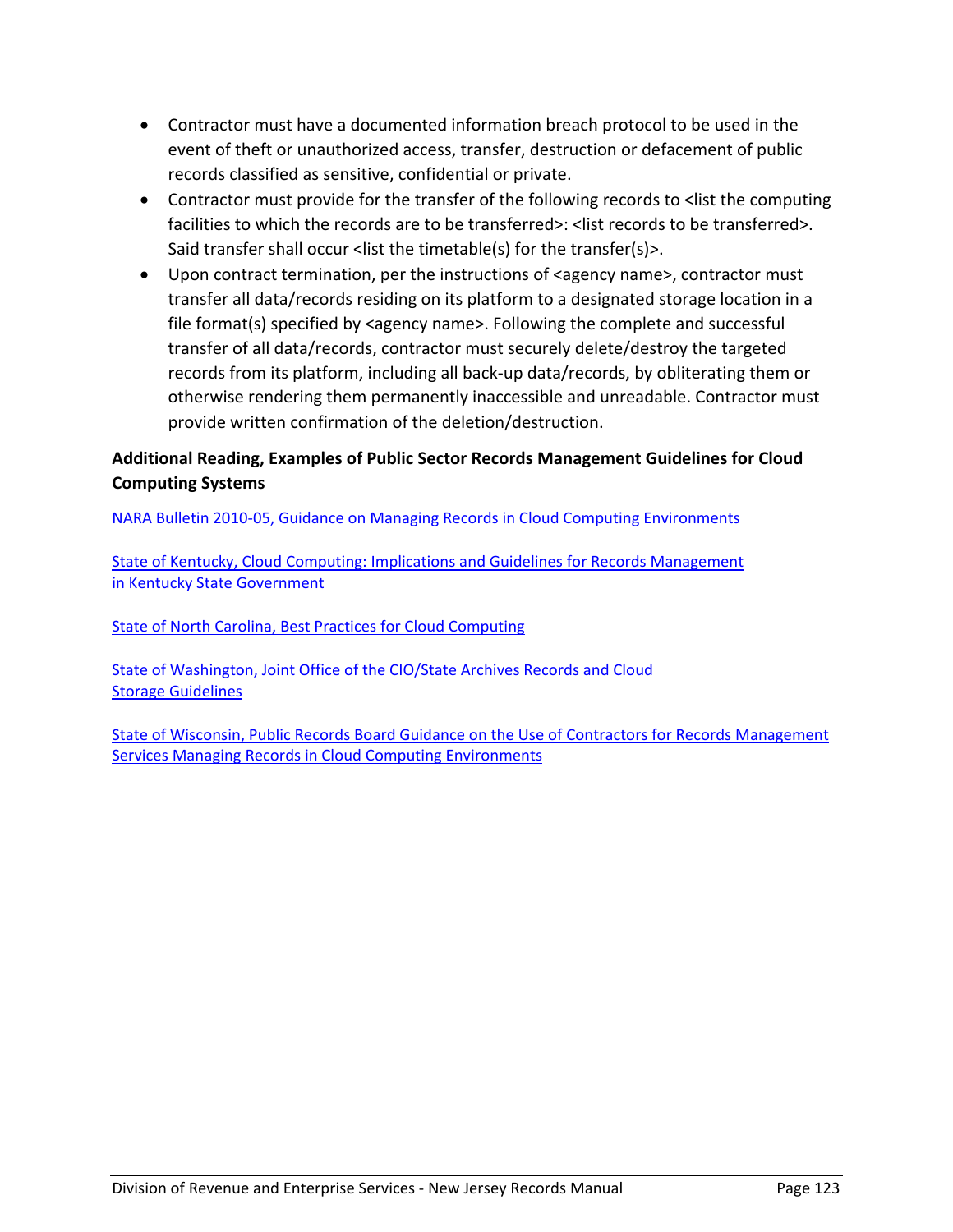- Contractor must have a documented information breach protocol to be used in the event of theft or unauthorized access, transfer, destruction or defacement of public records classified as sensitive, confidential or private.
- Contractor must provide for the transfer of the following records to <list the computing facilities to which the records are to be transferred>: <list records to be transferred>. Said transfer shall occur <list the timetable(s) for the transfer(s)>.
- Upon contract termination, per the instructions of <agency name>, contractor must transfer all data/records residing on its platform to a designated storage location in a file format(s) specified by <agency name>. Following the complete and successful transfer of all data/records, contractor must securely delete/destroy the targeted records from its platform, including all back-up data/records, by obliterating them or otherwise rendering them permanently inaccessible and unreadable. Contractor must provide written confirmation of the deletion/destruction.

**Additional Reading, Examples of Public Sector Records Management Guidelines for Cloud Computing Systems**

NARA Bulletin 2010-05, Guidance on Managing Records in Cloud Computing Environments

State of Kentucky, Cloud Computing: Implications and Guidelines for Records Management in Kentucky State Government

State of North Carolina, Best Practices for Cloud Computing

State of Washington, Joint Office of the CIO/State Archives Records and Cloud Storage Guidelines

State of Wisconsin, Public Records Board Guidance on the Use of Contractors for Records Management Services Managing Records in Cloud Computing Environments